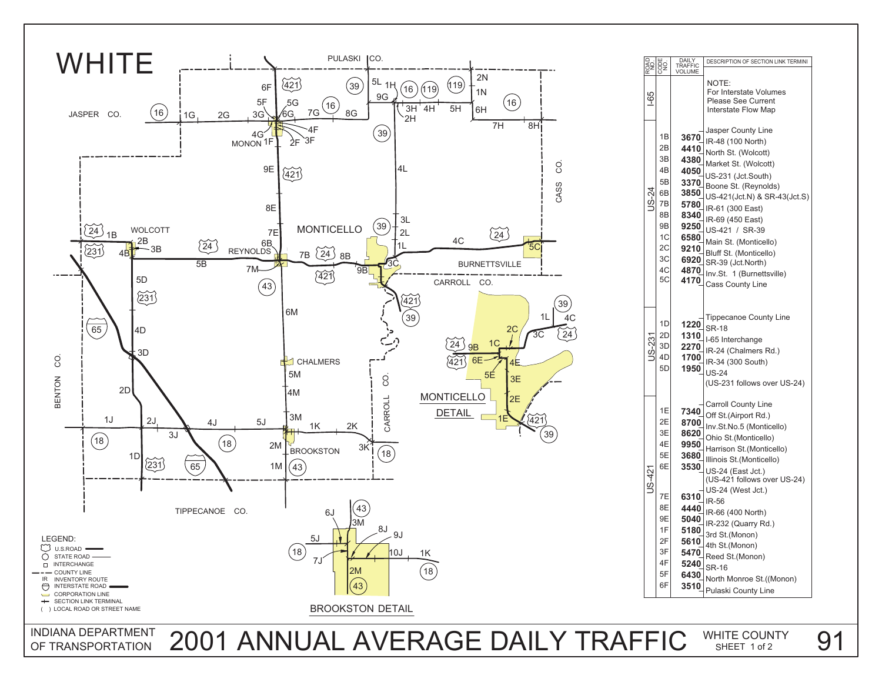# WHITE

| ROAD NO. | CODE NO. | DAILY TRAFFIC VOLUME | DESCRIPTION OF SECTION LINK TERMINI |
|---|---|---|---|
| I-65 | | | NOTE: For Interstate Volumes Please See Current Interstate Flow Map |
| US-24 | | | Jasper County Line |
| | 1B | 3670 | IR-48 (100 North) |
| | 2B | 4410 | North St. (Wolcott) |
| | 3B | 4380 | Market St. (Wolcott) |
| | 4B | 4050 | US-231 (Jct.South) |
| | 5B | 3370 | Boone St. (Reynolds) |
| | 6B | 3850 | US-421(Jct.N) & SR-43(Jct.S) |
| | 7B | 5780 | IR-61 (300 East) |
| | 8B | 8340 | IR-69 (450 East) |
| | 9B | 9250 | US-421 / SR-39 |
| | 1C | 6580 | Main St. (Monticello) |
| | 2C | 9210 | Bluff St. (Monticello) |
| | 3C | 6920 | SR-39 (Jct.North) |
| | 4C | 4870 | Inv.St. 1 (Burnettsville) |
| | 5C | 4170 | Cass County Line |
| US-231 | | | Tippecanoe County Line |
| | 1D | 1220 | SR-18 |
| | 2D | 1310 | I-65 Interchange |
| | 3D | 2270 | IR-24 (Chalmers Rd.) |
| | 4D | 1700 | IR-34 (300 South) |
| | 5D | 1950 | US-24 (US-231 follows over US-24) |
| US-421 | | | Carroll County Line |
| | 1E | 7340 | Off St.(Airport Rd.) |
| | 2E | 8700 | Inv.St.No.5 (Monticello) |
| | 3E | 8620 | Ohio St.(Monticello) |
| | 4E | 9950 | Harrison St.(Monticello) |
| | 5E | 3680 | Illinois St.(Monticello) |
| | 6E | 3530 | US-24 (East Jct.) (US-421 follows over US-24) |
| | | | US-24 (West Jct.) |
| | 7E | 6310 | IR-56 |
| | 8E | 4440 | IR-66 (400 North) |
| | 9E | 5040 | IR-232 (Quarry Rd.) |
| | 1F | 5180 | 3rd St.(Monon) |
| | 2F | 5610 | 4th St.(Monon) |
| | 3F | 5470 | Reed St.(Monon) |
| | 4F | 5240 | SR-16 |
| | 5F | 6430 | North Monroe St.((Monon) |
| | 6F | 3510 | Pulaski County Line |

LEGEND:
- U.S.ROAD
- STATE ROAD
- INTERCHANGE
- COUNTY LINE
- IR INVENTORY ROUTE
- INTERSTATE ROAD
- CORPORATION LINE
- SECTION LINK TERMINAL
- ( ) LOCAL ROAD OR STREET NAME

MONTICELLO DETAIL

BROOKSTON DETAIL

INDIANA DEPARTMENT OF TRANSPORTATION

# 2001 ANNUAL AVERAGE DAILY TRAFFIC

WHITE COUNTY SHEET 1 of 2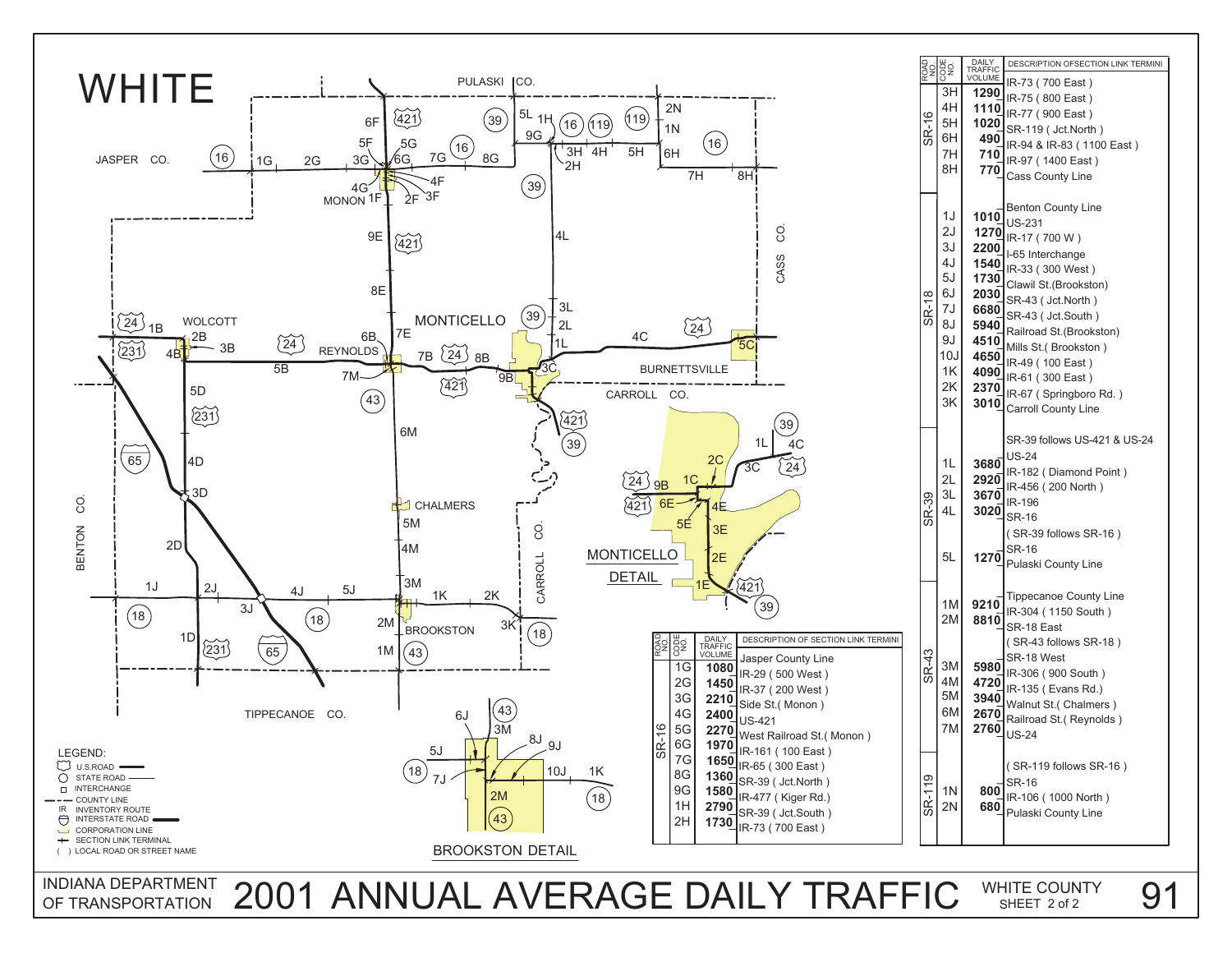# WHITE

PULASKI CO.

JASPER CO.

CASS CO.

BENTON CO.

CARROLL CO.

TIPPECANOE CO.

MONTICELLO

MONON

WOLCOTT

REYNOLDS

BURNETTSVILLE

CHALMERS

BROOKSTON

MONTICELLO DETAIL

BROOKSTON DETAIL

LEGEND:
- U.S.ROAD
- STATE ROAD
- INTERCHANGE
- COUNTY LINE
- IR INVENTORY ROUTE
- INTERSTATE ROAD
- CORPORATION LINE
- SECTION LINK TERMINAL
- ( ) LOCAL ROAD OR STREET NAME

| ROAD NO. | CODE NO. | DAILY TRAFFIC VOLUME | DESCRIPTION OF SECTION LINK TERMINI |
|---|---|---|---|
| SR-16 | | | Jasper County Line |
| | 1G | 1080 | IR-29 ( 500 West ) |
| | 2G | 1450 | IR-37 ( 200 West ) |
| | 3G | 2210 | Side St.( Monon ) |
| | 4G | 2400 | US-421 |
| | 5G | 2270 | West Railroad St.( Monon ) |
| | 6G | 1970 | IR-161 ( 100 East ) |
| | 7G | 1650 | IR-65 ( 300 East ) |
| | 8G | 1360 | SR-39 ( Jct.North ) |
| | 9G | 1580 | IR-477 ( Kiger Rd.) |
| | 1H | 2790 | SR-39 ( Jct.South ) |
| | 2H | 1730 | IR-73 ( 700 East ) |

| ROAD NO. | CODE NO. | DAILY TRAFFIC VOLUME | DESCRIPTION OFSECTION LINK TERMINI |
|---|---|---|---|
| SR-16 | | | IR-73 ( 700 East ) |
| | 3H | 1290 | IR-75 ( 800 East ) |
| | 4H | 1110 | IR-77 ( 900 East ) |
| | 5H | 1020 | SR-119 ( Jct.North ) |
| | 6H | 490 | IR-94 & IR-83 ( 1100 East ) |
| | 7H | 710 | IR-97 ( 1400 East ) |
| | 8H | 770 | Cass County Line |
| SR-18 | | | Benton County Line |
| | 1J | 1010 | US-231 |
| | 2J | 1270 | IR-17 ( 700 W ) |
| | 3J | 2200 | I-65 Interchange |
| | 4J | 1540 | IR-33 ( 300 West ) |
| | 5J | 1730 | Clawil St.(Brookston) |
| | 6J | 2030 | SR-43 ( Jct.North ) |
| | 7J | 6680 | SR-43 ( Jct.South ) |
| | 8J | 5940 | Railroad St.(Brookston) |
| | 9J | 4510 | Mills St.( Brookston ) |
| | 10J | 4650 | IR-49 ( 100 East ) |
| | 1K | 4090 | IR-61 ( 300 East ) |
| | 2K | 2370 | IR-67 ( Springboro Rd. ) |
| | 3K | 3010 | Carroll County Line |
| SR-39 | | | SR-39 follows US-421 & US-24 |
| | | | US-24 |
| | 1L | 3680 | IR-182 ( Diamond Point ) |
| | 2L | 2920 | IR-456 ( 200 North ) |
| | 3L | 3670 | IR-196 |
| | 4L | 3020 | SR-16 |
| | | | ( SR-39 follows SR-16 ) |
| | | | SR-16 |
| | 5L | 1270 | Pulaski County Line |
| SR-43 | | | Tippecanoe County Line |
| | 1M | 9210 | IR-304 ( 1150 South ) |
| | 2M | 8810 | SR-18 East |
| | | | ( SR-43 follows SR-18 ) |
| | | | SR-18 West |
| | 3M | 5980 | IR-306 ( 900 South ) |
| | 4M | 4720 | IR-135 ( Evans Rd.) |
| | 5M | 3940 | Walnut St.( Chalmers ) |
| | 6M | 2670 | Railroad St.( Reynolds ) |
| | 7M | 2760 | US-24 |
| SR-119 | | | ( SR-119 follows SR-16 ) |
| | | | SR-16 |
| | 1N | 800 | IR-106 ( 1000 North ) |
| | 2N | 680 | Pulaski County Line |

INDIANA DEPARTMENT OF TRANSPORTATION

# 2001 ANNUAL AVERAGE DAILY TRAFFIC

WHITE COUNTY SHEET 2 of 2